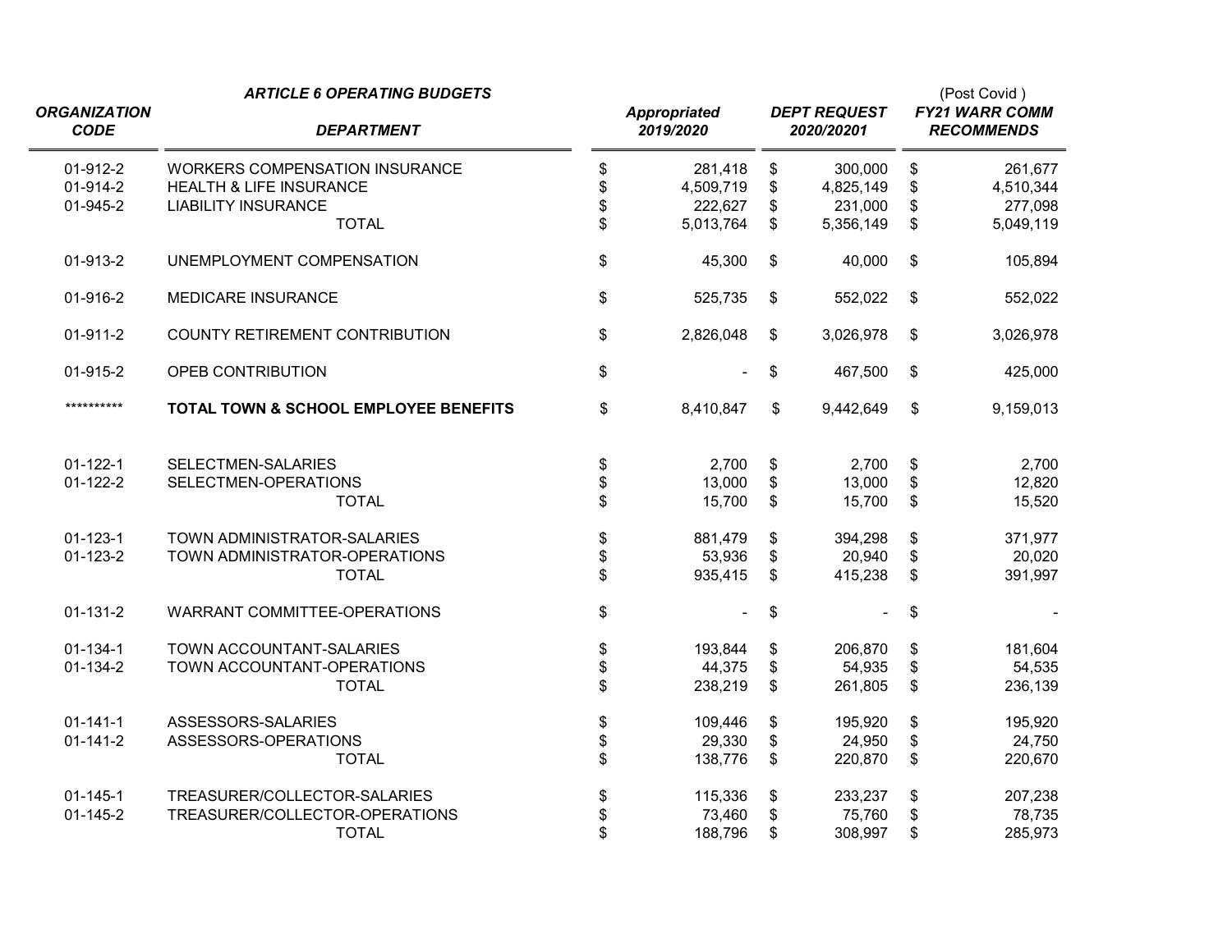| ORGANIZATION CODE | ARTICLE 6 OPERATING BUDGETS<br>DEPARTMENT | Appropriated 2019/2020 | DEPT REQUEST 2020/20201 | (Post Covid )<br>FY21 WARR COMM RECOMMENDS |
|---|---|---|---|---|
| 01-912-2 | WORKERS COMPENSATION INSURANCE | $ 281,418 | $ 300,000 | $ 261,677 |
| 01-914-2 | HEALTH & LIFE INSURANCE | $ 4,509,719 | $ 4,825,149 | $ 4,510,344 |
| 01-945-2 | LIABILITY INSURANCE | $ 222,627 | $ 231,000 | $ 277,098 |
| | TOTAL | $ 5,013,764 | $ 5,356,149 | $ 5,049,119 |
| | | | | |
| 01-913-2 | UNEMPLOYMENT COMPENSATION | $ 45,300 | $ 40,000 | $ 105,894 |
| | | | | |
| 01-916-2 | MEDICARE INSURANCE | $ 525,735 | $ 552,022 | $ 552,022 |
| | | | | |
| 01-911-2 | COUNTY RETIREMENT CONTRIBUTION | $ 2,826,048 | $ 3,026,978 | $ 3,026,978 |
| | | | | |
| 01-915-2 | OPEB CONTRIBUTION | $ - | $ 467,500 | $ 425,000 |
| | | | | |
| ********** | **TOTAL TOWN & SCHOOL EMPLOYEE BENEFITS** | $ 8,410,847 | $ 9,442,649 | $ 9,159,013 |
| | | | | |
| 01-122-1 | SELECTMEN-SALARIES | $ 2,700 | $ 2,700 | $ 2,700 |
| 01-122-2 | SELECTMEN-OPERATIONS | $ 13,000 | $ 13,000 | $ 12,820 |
| | TOTAL | $ 15,700 | $ 15,700 | $ 15,520 |
| | | | | |
| 01-123-1 | TOWN ADMINISTRATOR-SALARIES | $ 881,479 | $ 394,298 | $ 371,977 |
| 01-123-2 | TOWN ADMINISTRATOR-OPERATIONS | $ 53,936 | $ 20,940 | $ 20,020 |
| | TOTAL | $ 935,415 | $ 415,238 | $ 391,997 |
| | | | | |
| 01-131-2 | WARRANT COMMITTEE-OPERATIONS | $ - | $ - | $ - |
| | | | | |
| 01-134-1 | TOWN ACCOUNTANT-SALARIES | $ 193,844 | $ 206,870 | $ 181,604 |
| 01-134-2 | TOWN ACCOUNTANT-OPERATIONS | $ 44,375 | $ 54,935 | $ 54,535 |
| | TOTAL | $ 238,219 | $ 261,805 | $ 236,139 |
| | | | | |
| 01-141-1 | ASSESSORS-SALARIES | $ 109,446 | $ 195,920 | $ 195,920 |
| 01-141-2 | ASSESSORS-OPERATIONS | $ 29,330 | $ 24,950 | $ 24,750 |
| | TOTAL | $ 138,776 | $ 220,870 | $ 220,670 |
| | | | | |
| 01-145-1 | TREASURER/COLLECTOR-SALARIES | $ 115,336 | $ 233,237 | $ 207,238 |
| 01-145-2 | TREASURER/COLLECTOR-OPERATIONS | $ 73,460 | $ 75,760 | $ 78,735 |
| | TOTAL | $ 188,796 | $ 308,997 | $ 285,973 |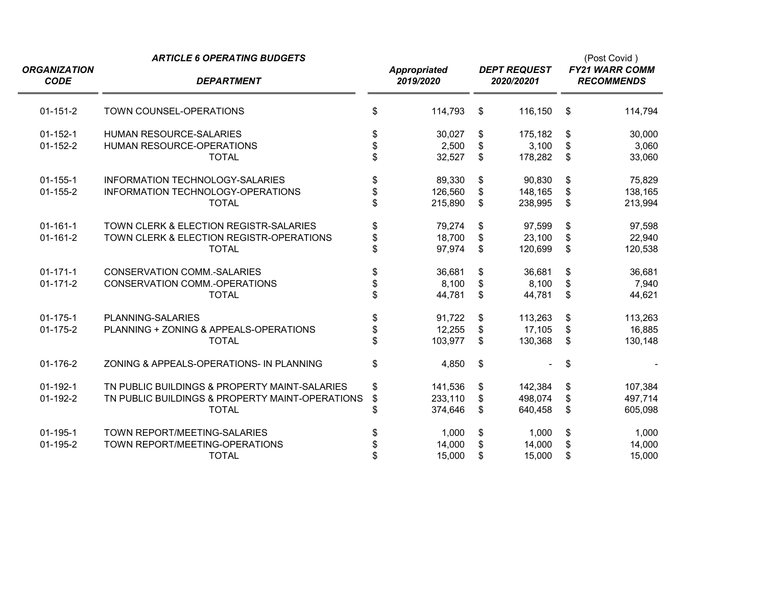| ORGANIZATION CODE | ARTICLE 6 OPERATING BUDGETS<br>DEPARTMENT | Appropriated 2019/2020 | DEPT REQUEST 2020/20201 | (Post Covid )<br>FY21 WARR COMM RECOMMENDS |
|---|---|---|---|---|
| 01-151-2 | TOWN COUNSEL-OPERATIONS | $ 114,793 | $ 116,150 | $ 114,794 |
| | | | | |
| 01-152-1 | HUMAN RESOURCE-SALARIES | $ 30,027 | $ 175,182 | $ 30,000 |
| 01-152-2 | HUMAN RESOURCE-OPERATIONS | $ 2,500 | $ 3,100 | $ 3,060 |
| | TOTAL | $ 32,527 | $ 178,282 | $ 33,060 |
| | | | | |
| 01-155-1 | INFORMATION TECHNOLOGY-SALARIES | $ 89,330 | $ 90,830 | $ 75,829 |
| 01-155-2 | INFORMATION TECHNOLOGY-OPERATIONS | $ 126,560 | $ 148,165 | $ 138,165 |
| | TOTAL | $ 215,890 | $ 238,995 | $ 213,994 |
| | | | | |
| 01-161-1 | TOWN CLERK & ELECTION REGISTR-SALARIES | $ 79,274 | $ 97,599 | $ 97,598 |
| 01-161-2 | TOWN CLERK & ELECTION REGISTR-OPERATIONS | $ 18,700 | $ 23,100 | $ 22,940 |
| | TOTAL | $ 97,974 | $ 120,699 | $ 120,538 |
| | | | | |
| 01-171-1 | CONSERVATION COMM.-SALARIES | $ 36,681 | $ 36,681 | $ 36,681 |
| 01-171-2 | CONSERVATION COMM.-OPERATIONS | $ 8,100 | $ 8,100 | $ 7,940 |
| | TOTAL | $ 44,781 | $ 44,781 | $ 44,621 |
| | | | | |
| 01-175-1 | PLANNING-SALARIES | $ 91,722 | $ 113,263 | $ 113,263 |
| 01-175-2 | PLANNING + ZONING & APPEALS-OPERATIONS | $ 12,255 | $ 17,105 | $ 16,885 |
| | TOTAL | $ 103,977 | $ 130,368 | $ 130,148 |
| | | | | |
| 01-176-2 | ZONING & APPEALS-OPERATIONS- IN PLANNING | $ 4,850 | $ - | $ - |
| | | | | |
| 01-192-1 | TN PUBLIC BUILDINGS & PROPERTY MAINT-SALARIES | $ 141,536 | $ 142,384 | $ 107,384 |
| 01-192-2 | TN PUBLIC BUILDINGS & PROPERTY MAINT-OPERATIONS | $ 233,110 | $ 498,074 | $ 497,714 |
| | TOTAL | $ 374,646 | $ 640,458 | $ 605,098 |
| | | | | |
| 01-195-1 | TOWN REPORT/MEETING-SALARIES | $ 1,000 | $ 1,000 | $ 1,000 |
| 01-195-2 | TOWN REPORT/MEETING-OPERATIONS | $ 14,000 | $ 14,000 | $ 14,000 |
| | TOTAL | $ 15,000 | $ 15,000 | $ 15,000 |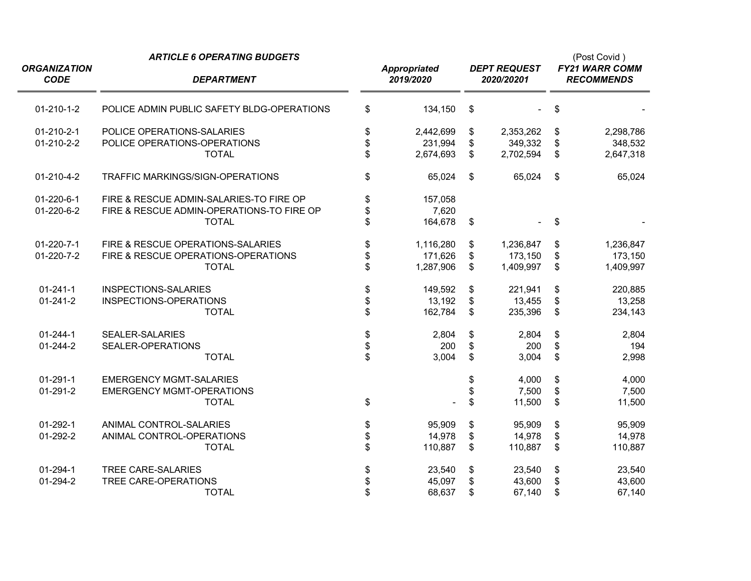| ORGANIZATION CODE | ARTICLE 6 OPERATING BUDGETS<br>DEPARTMENT | Appropriated 2019/2020 | DEPT REQUEST 2020/20201 | (Post Covid )<br>FY21 WARR COMM RECOMMENDS |
|---|---|---|---|---|
| 01-210-1-2 | POLICE ADMIN PUBLIC SAFETY BLDG-OPERATIONS | $ 134,150 | $ - | $ - |
| | | | | |
| 01-210-2-1 | POLICE OPERATIONS-SALARIES | $ 2,442,699 | $ 2,353,262 | $ 2,298,786 |
| 01-210-2-2 | POLICE OPERATIONS-OPERATIONS | $ 231,994 | $ 349,332 | $ 348,532 |
| | TOTAL | $ 2,674,693 | $ 2,702,594 | $ 2,647,318 |
| | | | | |
| 01-210-4-2 | TRAFFIC MARKINGS/SIGN-OPERATIONS | $ 65,024 | $ 65,024 | $ 65,024 |
| | | | | |
| 01-220-6-1 | FIRE & RESCUE ADMIN-SALARIES-TO FIRE OP | $ 157,058 | | |
| 01-220-6-2 | FIRE & RESCUE ADMIN-OPERATIONS-TO FIRE OP | $ 7,620 | | |
| | TOTAL | $ 164,678 | $ - | $ - |
| | | | | |
| 01-220-7-1 | FIRE & RESCUE OPERATIONS-SALARIES | $ 1,116,280 | $ 1,236,847 | $ 1,236,847 |
| 01-220-7-2 | FIRE & RESCUE OPERATIONS-OPERATIONS | $ 171,626 | $ 173,150 | $ 173,150 |
| | TOTAL | $ 1,287,906 | $ 1,409,997 | $ 1,409,997 |
| | | | | |
| 01-241-1 | INSPECTIONS-SALARIES | $ 149,592 | $ 221,941 | $ 220,885 |
| 01-241-2 | INSPECTIONS-OPERATIONS | $ 13,192 | $ 13,455 | $ 13,258 |
| | TOTAL | $ 162,784 | $ 235,396 | $ 234,143 |
| | | | | |
| 01-244-1 | SEALER-SALARIES | $ 2,804 | $ 2,804 | $ 2,804 |
| 01-244-2 | SEALER-OPERATIONS | $ 200 | $ 200 | $ 194 |
| | TOTAL | $ 3,004 | $ 3,004 | $ 2,998 |
| | | | | |
| 01-291-1 | EMERGENCY MGMT-SALARIES | | $ 4,000 | $ 4,000 |
| 01-291-2 | EMERGENCY MGMT-OPERATIONS | | $ 7,500 | $ 7,500 |
| | TOTAL | $ - | $ 11,500 | $ 11,500 |
| | | | | |
| 01-292-1 | ANIMAL CONTROL-SALARIES | $ 95,909 | $ 95,909 | $ 95,909 |
| 01-292-2 | ANIMAL CONTROL-OPERATIONS | $ 14,978 | $ 14,978 | $ 14,978 |
| | TOTAL | $ 110,887 | $ 110,887 | $ 110,887 |
| | | | | |
| 01-294-1 | TREE CARE-SALARIES | $ 23,540 | $ 23,540 | $ 23,540 |
| 01-294-2 | TREE CARE-OPERATIONS | $ 45,097 | $ 43,600 | $ 43,600 |
| | TOTAL | $ 68,637 | $ 67,140 | $ 67,140 |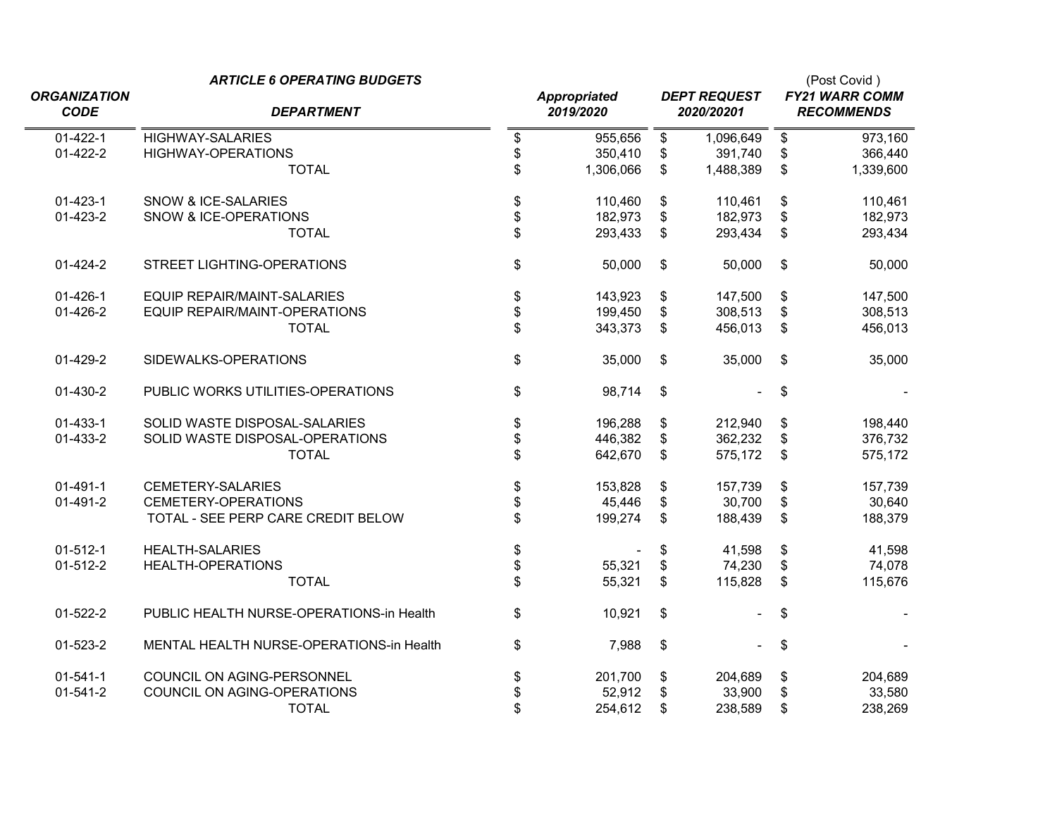| ORGANIZATION CODE | ARTICLE 6 OPERATING BUDGETS<br>DEPARTMENT | Appropriated 2019/2020 | DEPT REQUEST 2020/20201 | (Post Covid )<br>FY21 WARR COMM RECOMMENDS |
|---|---|---|---|---|
| 01-422-1 | HIGHWAY-SALARIES | $ 955,656 | $ 1,096,649 | $ 973,160 |
| 01-422-2 | HIGHWAY-OPERATIONS | $ 350,410 | $ 391,740 | $ 366,440 |
| | TOTAL | $ 1,306,066 | $ 1,488,389 | $ 1,339,600 |
| | | | | |
| 01-423-1 | SNOW & ICE-SALARIES | $ 110,460 | $ 110,461 | $ 110,461 |
| 01-423-2 | SNOW & ICE-OPERATIONS | $ 182,973 | $ 182,973 | $ 182,973 |
| | TOTAL | $ 293,433 | $ 293,434 | $ 293,434 |
| | | | | |
| 01-424-2 | STREET LIGHTING-OPERATIONS | $ 50,000 | $ 50,000 | $ 50,000 |
| | | | | |
| 01-426-1 | EQUIP REPAIR/MAINT-SALARIES | $ 143,923 | $ 147,500 | $ 147,500 |
| 01-426-2 | EQUIP REPAIR/MAINT-OPERATIONS | $ 199,450 | $ 308,513 | $ 308,513 |
| | TOTAL | $ 343,373 | $ 456,013 | $ 456,013 |
| | | | | |
| 01-429-2 | SIDEWALKS-OPERATIONS | $ 35,000 | $ 35,000 | $ 35,000 |
| | | | | |
| 01-430-2 | PUBLIC WORKS UTILITIES-OPERATIONS | $ 98,714 | $ - | $ - |
| | | | | |
| 01-433-1 | SOLID WASTE DISPOSAL-SALARIES | $ 196,288 | $ 212,940 | $ 198,440 |
| 01-433-2 | SOLID WASTE DISPOSAL-OPERATIONS | $ 446,382 | $ 362,232 | $ 376,732 |
| | TOTAL | $ 642,670 | $ 575,172 | $ 575,172 |
| | | | | |
| 01-491-1 | CEMETERY-SALARIES | $ 153,828 | $ 157,739 | $ 157,739 |
| 01-491-2 | CEMETERY-OPERATIONS | $ 45,446 | $ 30,700 | $ 30,640 |
| | TOTAL - SEE PERP CARE CREDIT BELOW | $ 199,274 | $ 188,439 | $ 188,379 |
| | | | | |
| 01-512-1 | HEALTH-SALARIES | $ - | $ 41,598 | $ 41,598 |
| 01-512-2 | HEALTH-OPERATIONS | $ 55,321 | $ 74,230 | $ 74,078 |
| | TOTAL | $ 55,321 | $ 115,828 | $ 115,676 |
| | | | | |
| 01-522-2 | PUBLIC HEALTH NURSE-OPERATIONS-in Health | $ 10,921 | $ - | $ - |
| | | | | |
| 01-523-2 | MENTAL HEALTH NURSE-OPERATIONS-in Health | $ 7,988 | $ - | $ - |
| | | | | |
| 01-541-1 | COUNCIL ON AGING-PERSONNEL | $ 201,700 | $ 204,689 | $ 204,689 |
| 01-541-2 | COUNCIL ON AGING-OPERATIONS | $ 52,912 | $ 33,900 | $ 33,580 |
| | TOTAL | $ 254,612 | $ 238,589 | $ 238,269 |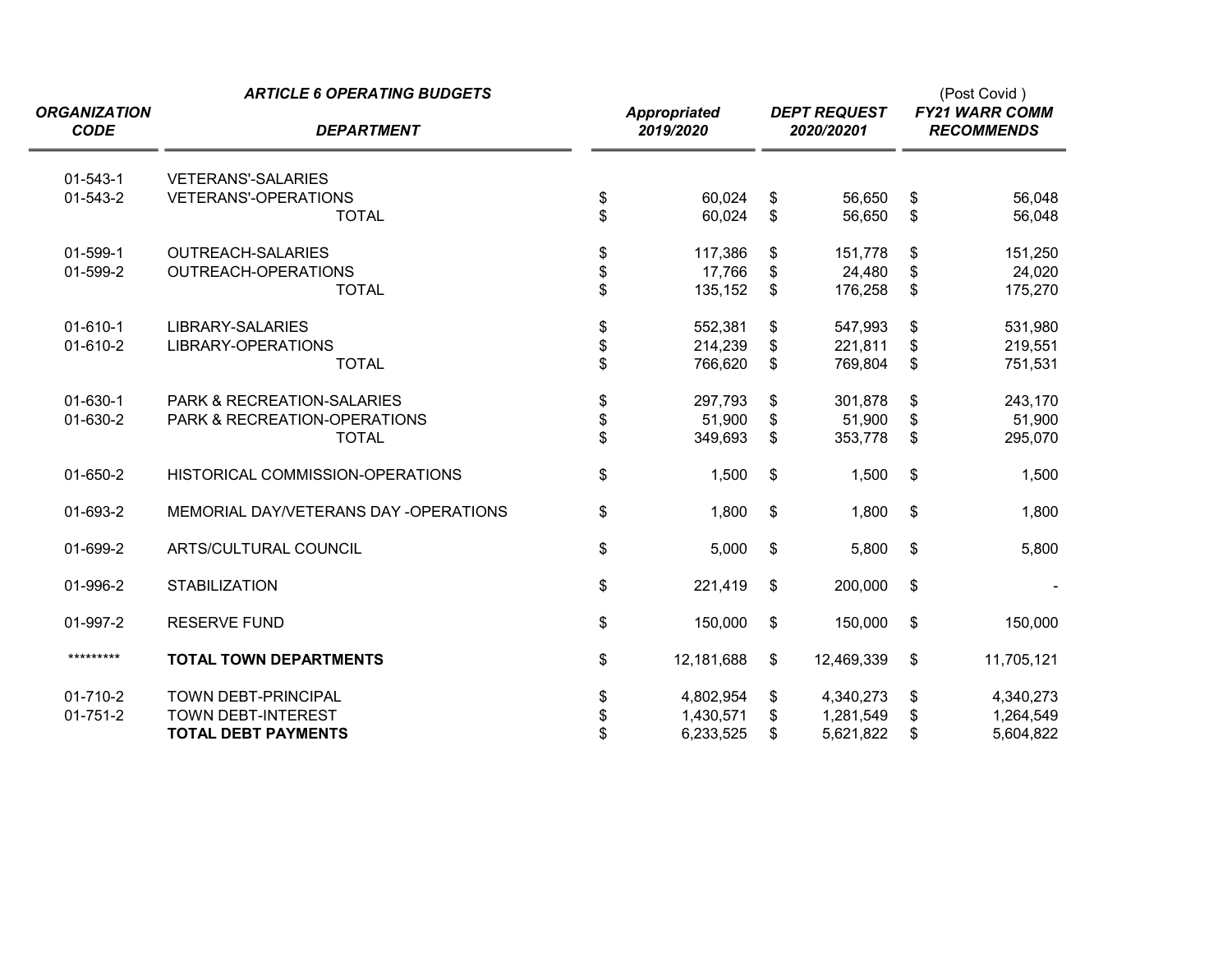| ORGANIZATION CODE | ARTICLE 6 OPERATING BUDGETS<br>DEPARTMENT | Appropriated 2019/2020 | DEPT REQUEST 2020/20201 | (Post Covid )<br>FY21 WARR COMM RECOMMENDS |
|---|---|---|---|---|
| 01-543-1 | VETERANS'-SALARIES | | | |
| 01-543-2 | VETERANS'-OPERATIONS | $ 60,024 | $ 56,650 | $ 56,048 |
| | TOTAL | $ 60,024 | $ 56,650 | $ 56,048 |
| 01-599-1 | OUTREACH-SALARIES | $ 117,386 | $ 151,778 | $ 151,250 |
| 01-599-2 | OUTREACH-OPERATIONS | $ 17,766 | $ 24,480 | $ 24,020 |
| | TOTAL | $ 135,152 | $ 176,258 | $ 175,270 |
| 01-610-1 | LIBRARY-SALARIES | $ 552,381 | $ 547,993 | $ 531,980 |
| 01-610-2 | LIBRARY-OPERATIONS | $ 214,239 | $ 221,811 | $ 219,551 |
| | TOTAL | $ 766,620 | $ 769,804 | $ 751,531 |
| 01-630-1 | PARK & RECREATION-SALARIES | $ 297,793 | $ 301,878 | $ 243,170 |
| 01-630-2 | PARK & RECREATION-OPERATIONS | $ 51,900 | $ 51,900 | $ 51,900 |
| | TOTAL | $ 349,693 | $ 353,778 | $ 295,070 |
| 01-650-2 | HISTORICAL COMMISSION-OPERATIONS | $ 1,500 | $ 1,500 | $ 1,500 |
| 01-693-2 | MEMORIAL DAY/VETERANS DAY -OPERATIONS | $ 1,800 | $ 1,800 | $ 1,800 |
| 01-699-2 | ARTS/CULTURAL COUNCIL | $ 5,000 | $ 5,800 | $ 5,800 |
| 01-996-2 | STABILIZATION | $ 221,419 | $ 200,000 | $ - |
| 01-997-2 | RESERVE FUND | $ 150,000 | $ 150,000 | $ 150,000 |
| ********* | **TOTAL TOWN DEPARTMENTS** | $ 12,181,688 | $ 12,469,339 | $ 11,705,121 |
| 01-710-2 | TOWN DEBT-PRINCIPAL | $ 4,802,954 | $ 4,340,273 | $ 4,340,273 |
| 01-751-2 | TOWN DEBT-INTEREST | $ 1,430,571 | $ 1,281,549 | $ 1,264,549 |
| | **TOTAL DEBT PAYMENTS** | $ 6,233,525 | $ 5,621,822 | $ 5,604,822 |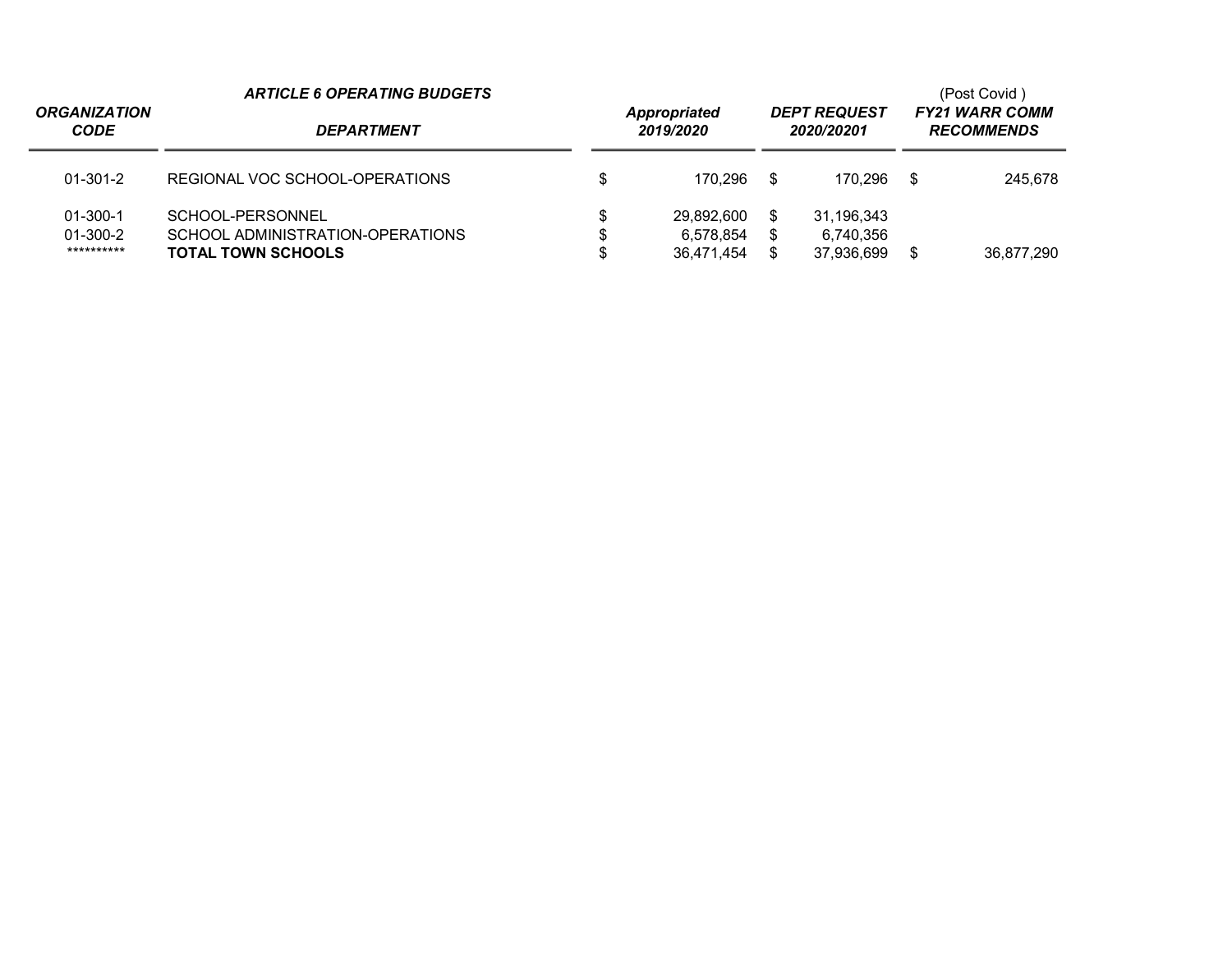| ORGANIZATION CODE | ARTICLE 6 OPERATING BUDGETS<br>DEPARTMENT | Appropriated 2019/2020 | DEPT REQUEST 2020/20201 | (Post Covid )<br>FY21 WARR COMM RECOMMENDS |
|---|---|---|---|---|
| 01-301-2 | REGIONAL VOC SCHOOL-OPERATIONS | $ 170,296 | $ 170,296 | $ 245,678 |
| 01-300-1 | SCHOOL-PERSONNEL | $ 29,892,600 | $ 31,196,343 | |
| 01-300-2 | SCHOOL ADMINISTRATION-OPERATIONS | $ 6,578,854 | $ 6,740,356 | |
| ********** | **TOTAL TOWN SCHOOLS** | $ 36,471,454 | $ 37,936,699 | $ 36,877,290 |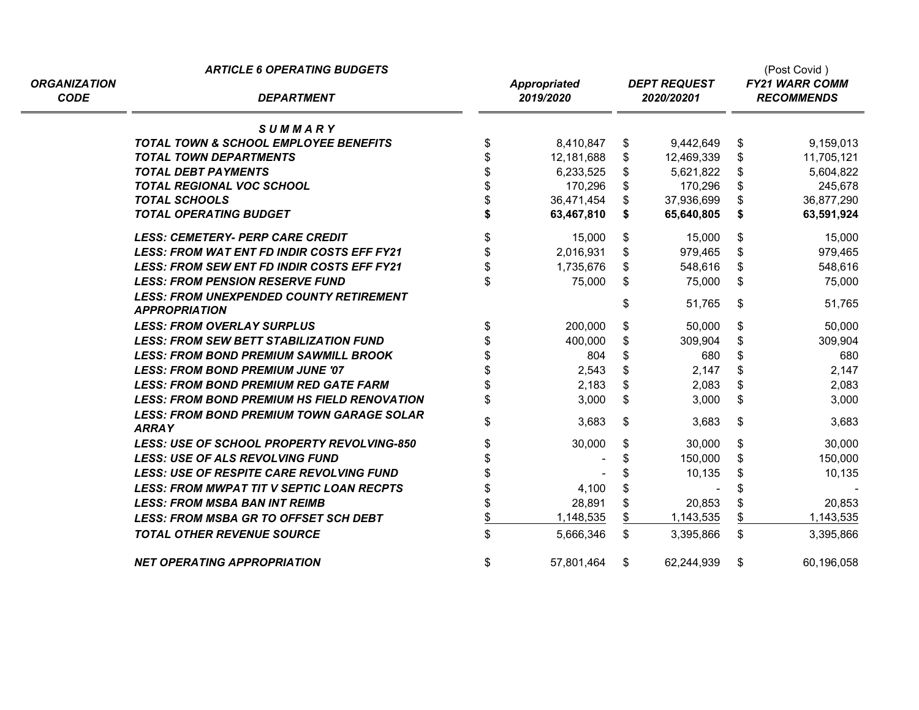| ORGANIZATION CODE | ARTICLE 6 OPERATING BUDGETS<br>DEPARTMENT | Appropriated 2019/2020 | DEPT REQUEST 2020/20201 | (Post Covid )<br>FY21 WARR COMM RECOMMENDS |
|---|---|---|---|---|
| | **SUMMARY** | | | |
| | TOTAL TOWN & SCHOOL EMPLOYEE BENEFITS | $ 8,410,847 | $ 9,442,649 | $ 9,159,013 |
| | TOTAL TOWN DEPARTMENTS | $ 12,181,688 | $ 12,469,339 | $ 11,705,121 |
| | TOTAL DEBT PAYMENTS | $ 6,233,525 | $ 5,621,822 | $ 5,604,822 |
| | TOTAL REGIONAL VOC SCHOOL | $ 170,296 | $ 170,296 | $ 245,678 |
| | TOTAL SCHOOLS | $ 36,471,454 | $ 37,936,699 | $ 36,877,290 |
| | **TOTAL OPERATING BUDGET** | **$ 63,467,810** | **$ 65,640,805** | **$ 63,591,924** |
| | LESS: CEMETERY- PERP CARE CREDIT | $ 15,000 | $ 15,000 | $ 15,000 |
| | LESS: FROM WAT ENT FD INDIR COSTS EFF FY21 | $ 2,016,931 | $ 979,465 | $ 979,465 |
| | LESS: FROM SEW ENT FD INDIR COSTS EFF FY21 | $ 1,735,676 | $ 548,616 | $ 548,616 |
| | LESS: FROM PENSION RESERVE FUND | $ 75,000 | $ 75,000 | $ 75,000 |
| | LESS: FROM UNEXPENDED COUNTY RETIREMENT APPROPRIATION | | $ 51,765 | $ 51,765 |
| | LESS: FROM OVERLAY SURPLUS | $ 200,000 | $ 50,000 | $ 50,000 |
| | LESS: FROM SEW BETT STABILIZATION FUND | $ 400,000 | $ 309,904 | $ 309,904 |
| | LESS: FROM BOND PREMIUM SAWMILL BROOK | $ 804 | $ 680 | $ 680 |
| | LESS: FROM BOND PREMIUM JUNE '07 | $ 2,543 | $ 2,147 | $ 2,147 |
| | LESS: FROM BOND PREMIUM RED GATE FARM | $ 2,183 | $ 2,083 | $ 2,083 |
| | LESS: FROM BOND PREMIUM HS FIELD RENOVATION | $ 3,000 | $ 3,000 | $ 3,000 |
| | LESS: FROM BOND PREMIUM TOWN GARAGE SOLAR ARRAY | $ 3,683 | $ 3,683 | $ 3,683 |
| | LESS: USE OF SCHOOL PROPERTY REVOLVING-850 | $ 30,000 | $ 30,000 | $ 30,000 |
| | LESS: USE OF ALS REVOLVING FUND | $ - | $ 150,000 | $ 150,000 |
| | LESS: USE OF RESPITE CARE REVOLVING FUND | $ - | $ 10,135 | $ 10,135 |
| | LESS: FROM MWPAT TIT V SEPTIC LOAN RECPTS | $ 4,100 | $ - | $ - |
| | LESS: FROM MSBA BAN INT REIMB | $ 28,891 | $ 20,853 | $ 20,853 |
| | LESS: FROM MSBA GR TO OFFSET SCH DEBT | $ 1,148,535 | $ 1,143,535 | $ 1,143,535 |
| | TOTAL OTHER REVENUE SOURCE | $ 5,666,346 | $ 3,395,866 | $ 3,395,866 |
| | NET OPERATING APPROPRIATION | $ 57,801,464 | $ 62,244,939 | $ 60,196,058 |